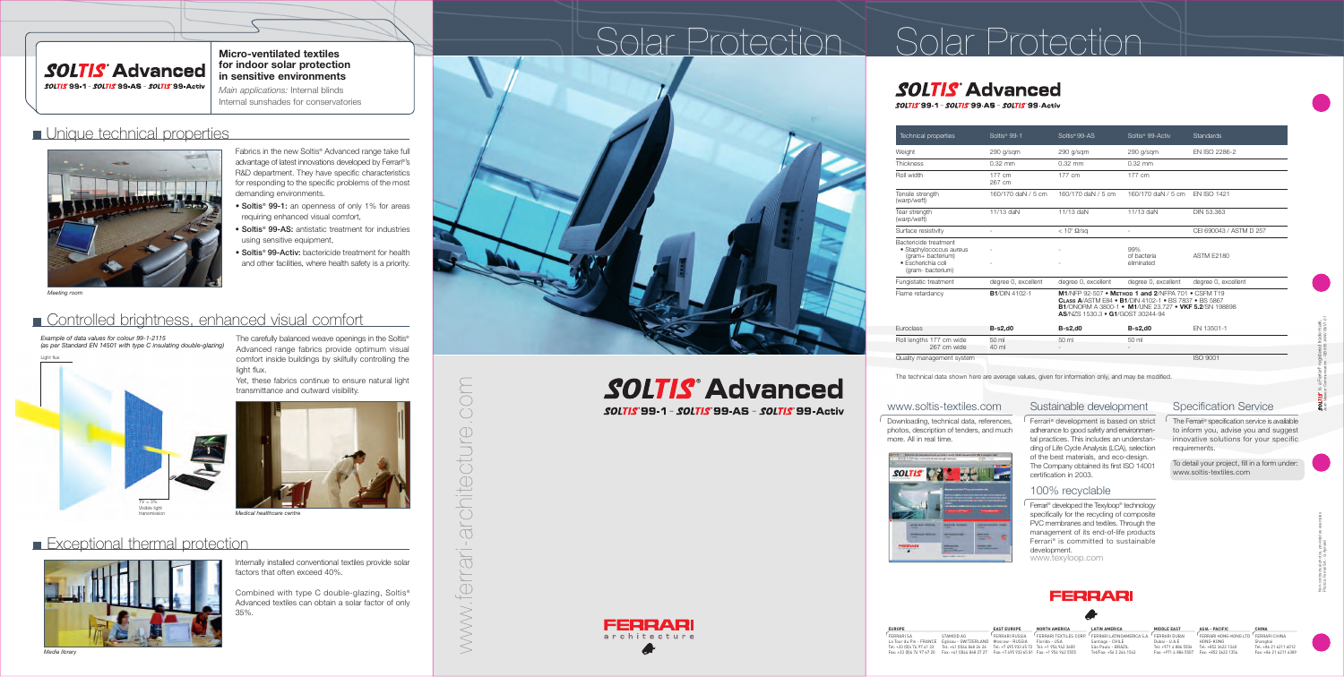# SOLTIS® Advanced

SOLTIS® 99-1 - SOLTIS® 99-AS - SOLTIS® 99-Activ

## Micro-ventilated textiles for indoor solar protection in sensitive environments

*Main applications:* Internal blinds
Internal sunshades for conservatories

## Unique technical properties

Fabrics in the new Soltis® Advanced range take full advantage of latest innovations developed by Ferrari®'s R&D department. They have specific characteristics for responding to the specific problems of the most demanding environments.

- **Soltis® 99-1:** an openness of only 1% for areas requiring enhanced visual comfort,
- **Soltis® 99-AS:** antistatic treatment for industries using sensitive equipment,
- **Soltis® 99-Activ:** bactericide treatment for health and other facilities, where health safety is a priority.

*Meeting room*

## Controlled brightness, enhanced visual comfort

*Example of data values for colour 99-1-2115 (as per Standard EN 14501 with type C insulating double-glazing)*

Light flux

TV = 3%
Visible light transmission

The carefully balanced weave openings in the Soltis® Advanced range fabrics provide optimum visual comfort inside buildings by skilfully controlling the light flux.

Yet, these fabrics continue to ensure natural light transmittance and outward visibility.

*Medical healthcare centre*

## Exceptional thermal protection

Internally installed conventional textiles provide solar factors that often exceed 40%.

Combined with type C double-glazing, Soltis® Advanced textiles can obtain a solar factor of only 35%.

*Media library*

# Solar Protection

www.ferrari-architecture.com

# SOLTIS® Advanced

SOLTIS® 99-1 - SOLTIS® 99-AS - SOLTIS® 99-Activ

FERRARI architecture

# Solar Protection

# SOLTIS® Advanced

SOLTIS® 99-1 - SOLTIS® 99-AS - SOLTIS® 99-Activ

| Technical properties | Soltis® 99-1 | Soltis® 99-AS | Soltis® 99-Activ | Standards |
|---|---|---|---|---|
| Weight | 290 g/sqm | 290 g/sqm | 290 g/sqm | EN ISO 2286-2 |
| Thickness | 0.32 mm | 0.32 mm | 0.32 mm | |
| Roll width | 177 cm<br>267 cm | 177 cm | 177 cm | |
| Tensile strength (warp/weft) | 160/170 daN / 5 cm | 160/170 daN / 5 cm | 160/170 daN / 5 cm | EN ISO 1421 |
| Tear strength (warp/weft) | 11/13 daN | 11/13 daN | 11/13 daN | DIN 53.363 |
| Surface resistivity | - | < $10^7$ Ω/sq | - | CEI 690043 / ASTM D 257 |
| Bactericide treatment<br>• Staphylococcus aureus (gram+ bacterium)<br>• Escherichia coli (gram- bacterium) | -<br>- | -<br>- | 99% of bacteria eliminated | ASTM E2180 |
| Fungistatic treatment | degree 0, excellent | degree 0, excellent | degree 0, excellent | degree 0, excellent |
| Flame retardancy | **B1**/DIN 4102-1 | **M1**/NFP 92-507 • **Method 1 and 2**/NFPA 701 • CSFM T19<br>**Class A**/ASTM E84 • **B1**/DIN 4102-1 • BS 7837 • BS 5867<br>**B1**/ONORM A 3800-1 • **M1**/UNE 23.727 • **VKF 5.2**/SN 198898<br>**AS**/NZS 1530.3 • **G1**/GOST 30244-94 | | |
| Euroclass | **B-s2,d0** | **B-s2,d0** | **B-s2,d0** | EN 13501-1 |
| Roll lengths 177 cm wide<br>267 cm wide | 50 ml<br>40 ml | 50 ml<br>- | 50 ml<br>- | |
| Quality management system | | | | ISO 9001 |

The technical data shown here are average values, given for information only, and may be modified.

## www.soltis-textiles.com

Downloading, technical data, references, photos, description of tenders, and much more. All in real time.

## Sustainable development

Ferrari® development is based on strict adherance to good safety and environmental practices. This includes an understanding of Life Cycle Analysis (LCA), selection of the best materials, and eco-design. The Company obtained its first ISO 14001 certification in 2003.

## 100% recyclable

Ferrari® developed the Texyloop® technology specifically for the recycling of composite PVC membranes and textiles. Through the management of its end-of-life products Ferrari® is committed to sustainable development.
www.texyloop.com

## Specification Service

The Ferrari® specification service is available to inform you, advise you and suggest innovative solutions for your specific requirements.

To detail your project, fill in a form under: www.soltis-textiles.com

FERRARI

| EUROPE | | EAST EUROPE | NORTH AMERICA | LATIN AMERICA | MIDDLE EAST | ASIA - PACIFIC | CHINA |
|---|---|---|---|---|---|---|---|
| FERRARI SA<br>La Tour du Pin - FRANCE<br>Tel: +33 (0)4 74 97 41 33<br>Fax: +33 (0)4 74 97 47 20 | STAMOID AG<br>Eglisau - SWITZERLAND<br>Tel: +41 (0)44 868 26 26<br>Fax: +41 (0)44 868 27 27 | FERRARI RUSSIA<br>Moscow - RUSSIA<br>Tel: +7 495 933 65 72<br>Fax: +7 495 933 65 83 | FERRARI TEXTILES CORP.<br>Florida - USA<br>Tel: +1 954 943 3480<br>Fax: +1 954 943 5555 | FERRARI LATINOAMERICA S.A.<br>Santiago - CHILE<br>São Paulo - BRAZIL<br>Tel/Fax: +56 2 365 1543 | FERRARI DUBAI<br>Dubai - U.A.E.<br>Tel: +971 4 886 5536<br>Fax: +971 4 886 5507 | FERRARI HONG-KONG LTD<br>HONG-KONG<br>Tel: +852 2422 1348<br>Fax: +852 2422 1354 | FERRARI CHINA<br>Shanghai<br>Tel: +86 21 6211 6012<br>Fax: +86 21 6211 6389 |

SOLTIS® is a Ferrari® registered trademark.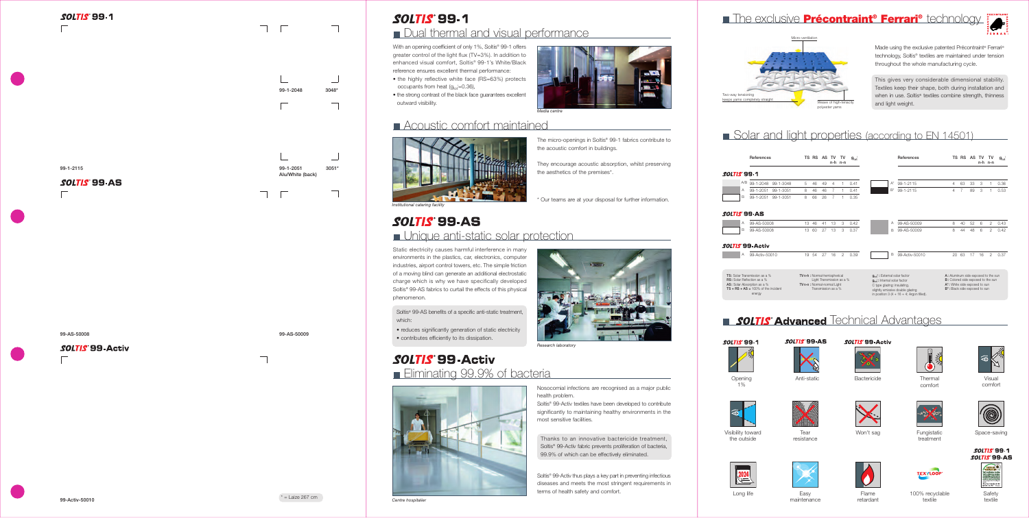# SOLTIS® 99-1

99-1-2048 3048*

99-1-2115

99-1-2051 3051*
Alu/White (back)

# SOLTIS® 99-AS

99-AS-50008

99-AS-50009

# SOLTIS® 99-Activ

99-Activ-50010

* = Laize 267 cm

# SOLTIS® 99-1

## Dual thermal and visual performance

With an opening coefficient of only 1%, Soltis® 99-1 offers greater control of the light flux (TV=3%). In addition to enhanced visual comfort, Soltis® 99-1's White/Black reference ensures excellent thermal performance:

- the highly reflective white face (RS=63%) protects occupants from heat ($g_{tot}$=0.36),
- the strong contrast of the black face guarantees excellent outward visibility.

*Media centre*

## Acoustic comfort maintained

The micro-openings in Soltis® 99-1 fabrics contribute to the acoustic comfort in buildings.

They encourage acoustic absorption, whilst preserving the aesthetics of the premises*.

* Our teams are at your disposal for further information.

*Institutional catering facility*

# SOLTIS® 99-AS

## Unique anti-static solar protection

Static electricity causes harmful interference in many environments in the plastics, car, electronics, computer industries, airport control towers, etc. The simple friction of a moving blind can generate an additional electrostatic charge which is why we have specifically developed Soltis® 99-AS fabrics to curtail the effects of this physical phenomenon.

Soltis® 99-AS benefits of a specific anti-static treatment, which:

- reduces significantly generation of static electricity
- contributes efficiently to its dissipation.

*Research laboratory*

# SOLTIS® 99-Activ

## Eliminating 99.9% of bacteria

Nosocomial infections are recognised as a major public health problem.

Soltis® 99-Activ textiles have been developed to contribute significantly to maintaining healthy environments in the most sensitive facilities.

Thanks to an innovative bactericide treatment, Soltis® 99-Activ fabric prevents proliferation of bacteria, 99.9% of which can be effectively eliminated.

Soltis® 99-Activ thus plays a key part in preventing infectious diseases and meets the most stringent requirements in terms of health safety and comfort.

*Centre hospitalier*

## The exclusive Précontraint® Ferrari® technology

Micro-ventilation

Two-way tensioning keeps yarns completely straight

Weave of high-tenacity polyester yarns

Made using the exclusive patented Précontraint® Ferrari® technology, Soltis® textiles are maintained under tension throughout the whole manufacturing cycle.

This gives very considerable dimensional stability. Textiles keep their shape, both during installation and when in use. Soltis® textiles combine strength, thinness and light weight.

## Solar and light properties (according to EN 14501)

| | References | | TS | RS | AS | TV n-h | TV n-n | $g_{tot}$ | | References | TS | RS | AS | TV n-h | TV n-n | $g_{tot}$ |
|---|---|---|---|---|---|---|---|---|---|---|---|---|---|---|---|---|
| **SOLTIS® 99-1** | | | | | | | | | | | | | | | | |
| A/B | 99-1-2048 | 99-1-3048 | 5 | 46 | 49 | 4 | 1 | 0.41 | A* | 99-1-2115 | 4 | 63 | 33 | 3 | 1 | 0.36 |
| A | 99-1-2051 | 99-1-3051 | 8 | 46 | 46 | 7 | 1 | 0.41 | B* | 99-1-2115 | 4 | 7 | 89 | 3 | 1 | 0.53 |
| B | 99-1-2051 | 99-1-3051 | 8 | 66 | 26 | 7 | 1 | 0.35 | | | | | | | | |
| **SOLTIS® 99-AS** | | | | | | | | | | | | | | | | |
| A | 99-AS-50008 | | 13 | 46 | 41 | 13 | 3 | 0.42 | A | 99-AS-50009 | 8 | 40 | 52 | 6 | 2 | 0.43 |
| B | 99-AS-50008 | | 13 | 60 | 27 | 13 | 3 | 0.37 | B | 99-AS-50009 | 8 | 44 | 48 | 6 | 2 | 0.42 |
| **SOLTIS® 99-Activ** | | | | | | | | | | | | | | | | |
| A | 99-Activ-50010 | | 19 | 54 | 27 | 16 | 2 | 0.39 | B | 99-Activ-50010 | 20 | 63 | 17 | 16 | 2 | 0.37 |

TS: Solar Transmission as a %
RS: Solar Reflection as a %
AS: Solar Absorption as a %
TS + RS + AS = 100% of the incident energy

TV n-h : Normal-hemispherical Light Transmission as a %
TV n-n : Normal-normal Light Transmission as a %

$g_{tot}$ : External solar factor
$g_{tot}$ : Internal solar factor
C type glazing: insulating, slightly emissive double glazing in position 3 (4 + 16 + 4; Argon filled).

A : Aluminium side exposed to the sun
B : Colored side exposed to the sun
A*: White side exposed to sun
B*: Black side exposed to sun

## SOLTIS® Advanced Technical Advantages

SOLTIS® 99-1 — Opening 1%

SOLTIS® 99-AS — Anti-static

SOLTIS® 99-Activ — Bactericide

Thermal comfort

Visual comfort

Visibility toward the outside

Tear resistance

Won't sag

Fungistatic treatment

Space-saving

Long life

Easy maintenance

Flame retardant

100% recyclable textile

SOLTIS® 99-1 / SOLTIS® 99-AS — Safety textile